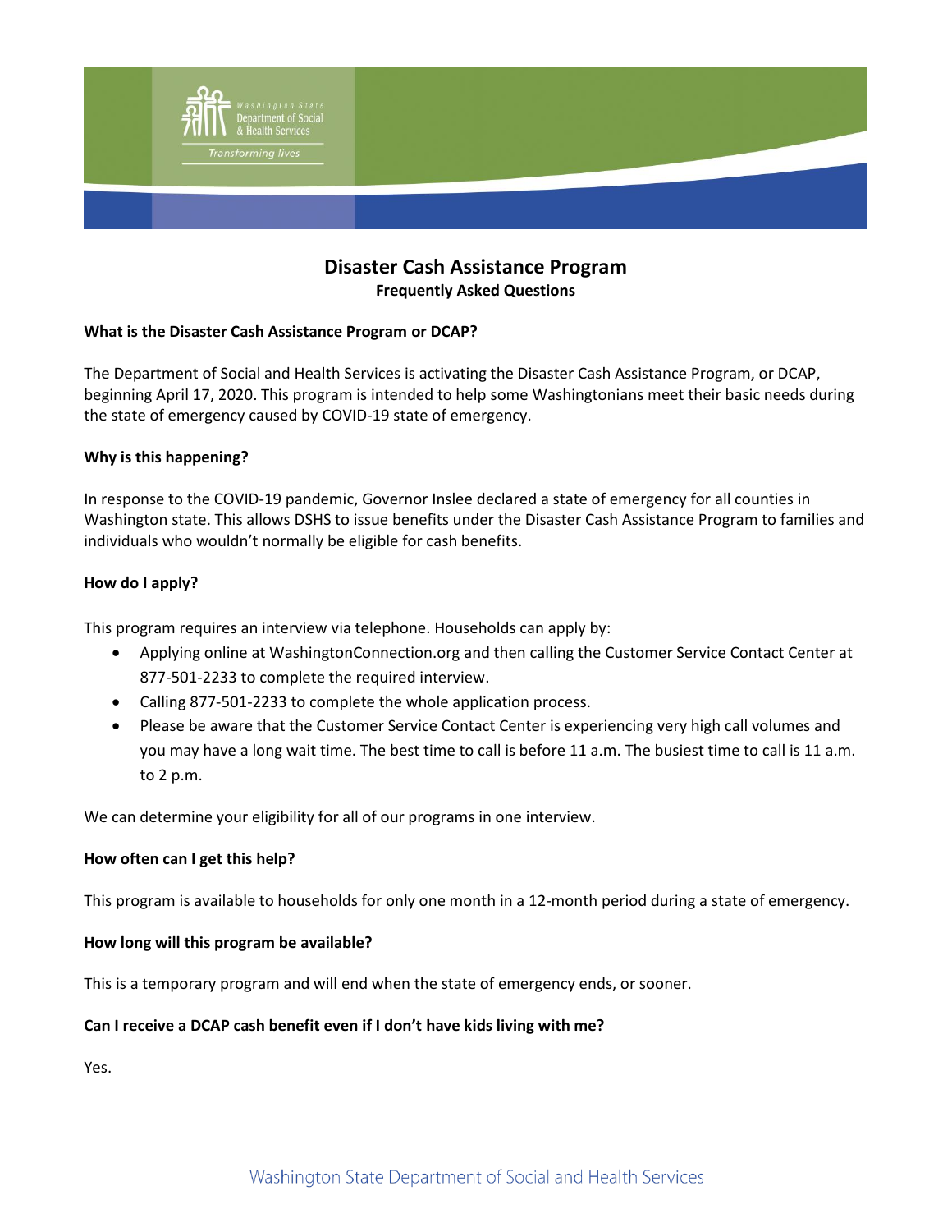# Disaster Cash Assistance Program

**Frequently Asked Questions**

**What is the Disaster Cash Assistance Program or DCAP?**

The Department of Social and Health Services is activating the Disaster Cash Assistance Program, or DCAP, beginning April 17, 2020. This program is intended to help some Washingtonians meet their basic needs during the state of emergency caused by COVID-19 state of emergency.

**Why is this happening?**

In response to the COVID-19 pandemic, Governor Inslee declared a state of emergency for all counties in Washington state. This allows DSHS to issue benefits under the Disaster Cash Assistance Program to families and individuals who wouldn't normally be eligible for cash benefits.

**How do I apply?**

This program requires an interview via telephone. Households can apply by:

- Applying online at WashingtonConnection.org and then calling the Customer Service Contact Center at 877-501-2233 to complete the required interview.
- Calling 877-501-2233 to complete the whole application process.
- Please be aware that the Customer Service Contact Center is experiencing very high call volumes and you may have a long wait time. The best time to call is before 11 a.m. The busiest time to call is 11 a.m. to 2 p.m.

We can determine your eligibility for all of our programs in one interview.

**How often can I get this help?**

This program is available to households for only one month in a 12-month period during a state of emergency.

**How long will this program be available?**

This is a temporary program and will end when the state of emergency ends, or sooner.

**Can I receive a DCAP cash benefit even if I don't have kids living with me?**

Yes.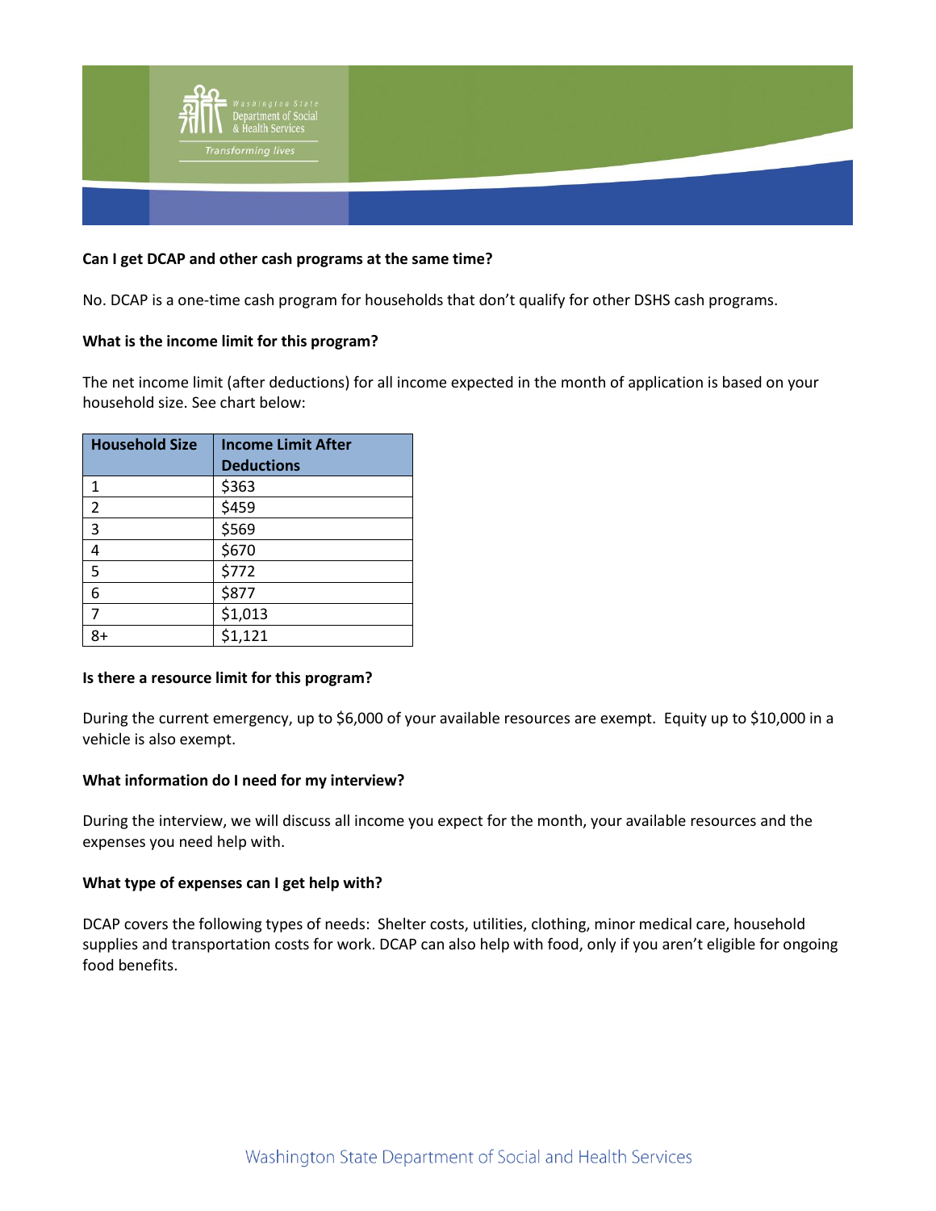**Can I get DCAP and other cash programs at the same time?**

No. DCAP is a one-time cash program for households that don't qualify for other DSHS cash programs.

**What is the income limit for this program?**

The net income limit (after deductions) for all income expected in the month of application is based on your household size. See chart below:

| Household Size | Income Limit After Deductions |
|---|---|
| 1 | $363 |
| 2 | $459 |
| 3 | $569 |
| 4 | $670 |
| 5 | $772 |
| 6 | $877 |
| 7 | $1,013 |
| 8+ | $1,121 |

**Is there a resource limit for this program?**

During the current emergency, up to $6,000 of your available resources are exempt. Equity up to $10,000 in a vehicle is also exempt.

**What information do I need for my interview?**

During the interview, we will discuss all income you expect for the month, your available resources and the expenses you need help with.

**What type of expenses can I get help with?**

DCAP covers the following types of needs: Shelter costs, utilities, clothing, minor medical care, household supplies and transportation costs for work. DCAP can also help with food, only if you aren't eligible for ongoing food benefits.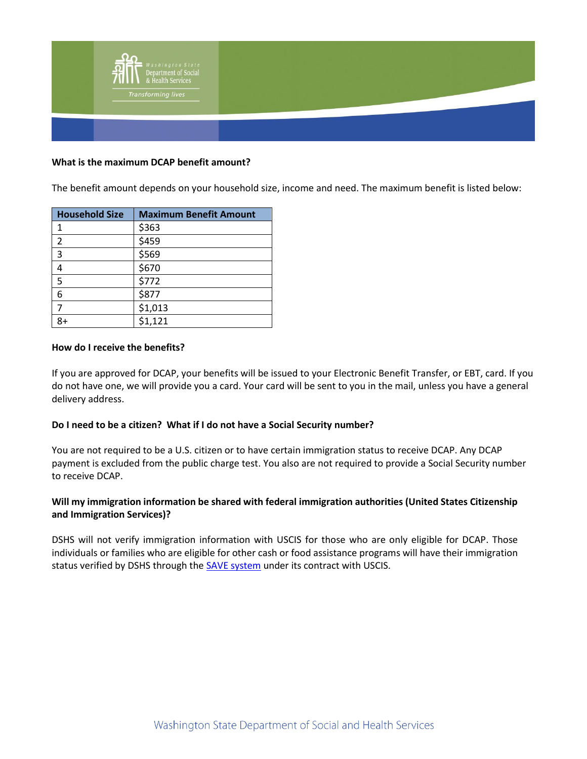**What is the maximum DCAP benefit amount?**

The benefit amount depends on your household size, income and need. The maximum benefit is listed below:

| Household Size | Maximum Benefit Amount |
|---|---|
| 1 | $363 |
| 2 | $459 |
| 3 | $569 |
| 4 | $670 |
| 5 | $772 |
| 6 | $877 |
| 7 | $1,013 |
| 8+ | $1,121 |

**How do I receive the benefits?**

If you are approved for DCAP, your benefits will be issued to your Electronic Benefit Transfer, or EBT, card. If you do not have one, we will provide you a card. Your card will be sent to you in the mail, unless you have a general delivery address.

**Do I need to be a citizen? What if I do not have a Social Security number?**

You are not required to be a U.S. citizen or to have certain immigration status to receive DCAP. Any DCAP payment is excluded from the public charge test. You also are not required to provide a Social Security number to receive DCAP.

**Will my immigration information be shared with federal immigration authorities (United States Citizenship and Immigration Services)?**

DSHS will not verify immigration information with USCIS for those who are only eligible for DCAP. Those individuals or families who are eligible for other cash or food assistance programs will have their immigration status verified by DSHS through the SAVE system under its contract with USCIS.